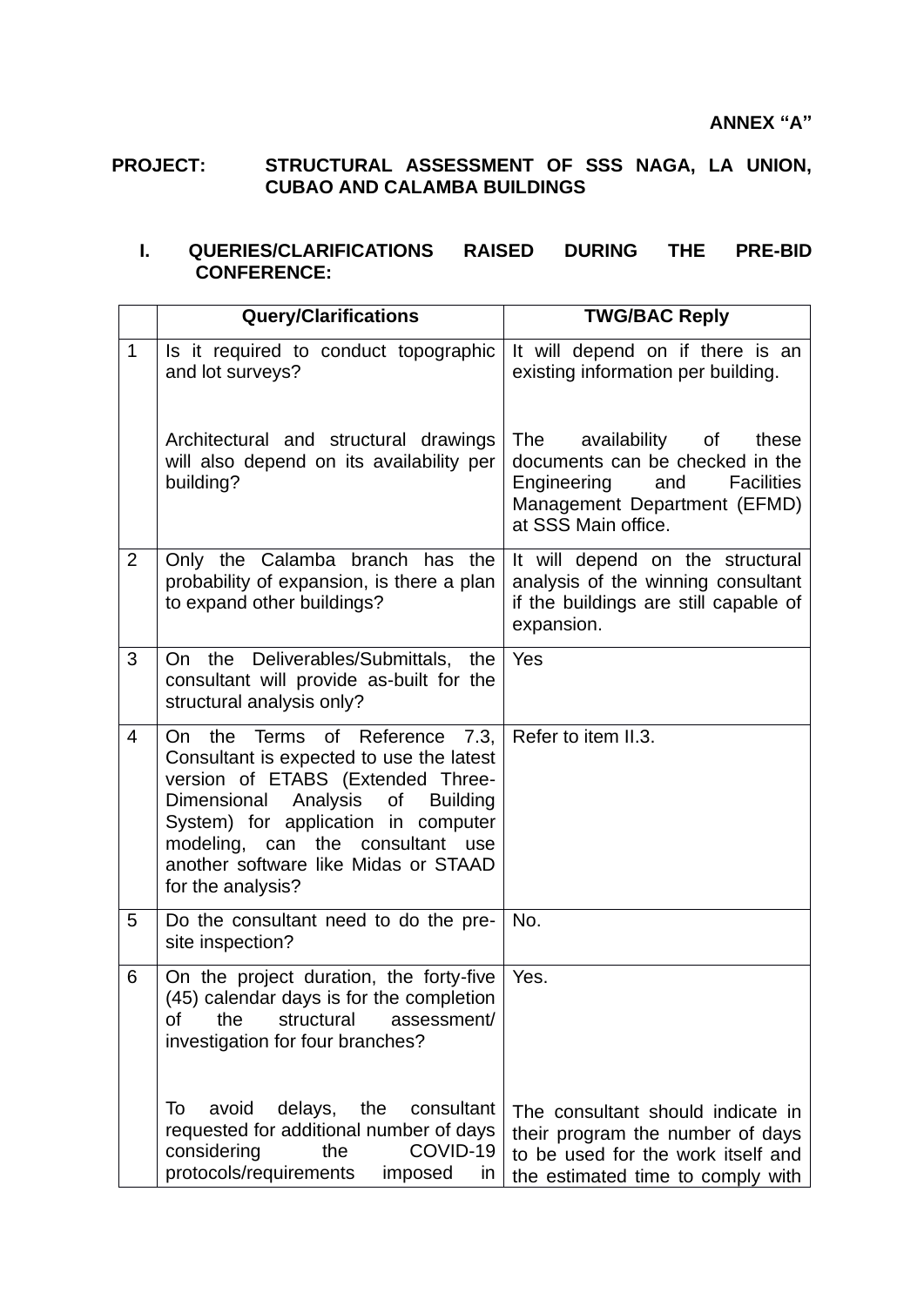**ANNEX "A"**

**PROJECT: STRUCTURAL ASSESSMENT OF SSS NAGA, LA UNION, CUBAO AND CALAMBA BUILDINGS**

## I. QUERIES/CLARIFICATIONS RAISED DURING THE PRE-BID CONFERENCE:

| | Query/Clarifications | TWG/BAC Reply |
|---|---|---|
| 1 | Is it required to conduct topographic and lot surveys?<br><br>Architectural and structural drawings will also depend on its availability per building? | It will depend on if there is an existing information per building.<br><br>The availability of these documents can be checked in the Engineering and Facilities Management Department (EFMD) at SSS Main office. |
| 2 | Only the Calamba branch has the probability of expansion, is there a plan to expand other buildings? | It will depend on the structural analysis of the winning consultant if the buildings are still capable of expansion. |
| 3 | On the Deliverables/Submittals, the consultant will provide as-built for the structural analysis only? | Yes |
| 4 | On the Terms of Reference 7.3, Consultant is expected to use the latest version of ETABS (Extended Three-Dimensional Analysis of Building System) for application in computer modeling, can the consultant use another software like Midas or STAAD for the analysis? | Refer to item II.3. |
| 5 | Do the consultant need to do the pre-site inspection? | No. |
| 6 | On the project duration, the forty-five (45) calendar days is for the completion of the structural assessment/ investigation for four branches?<br><br>To avoid delays, the consultant requested for additional number of days considering the COVID-19 protocols/requirements imposed in | Yes.<br><br>The consultant should indicate in their program the number of days to be used for the work itself and the estimated time to comply with |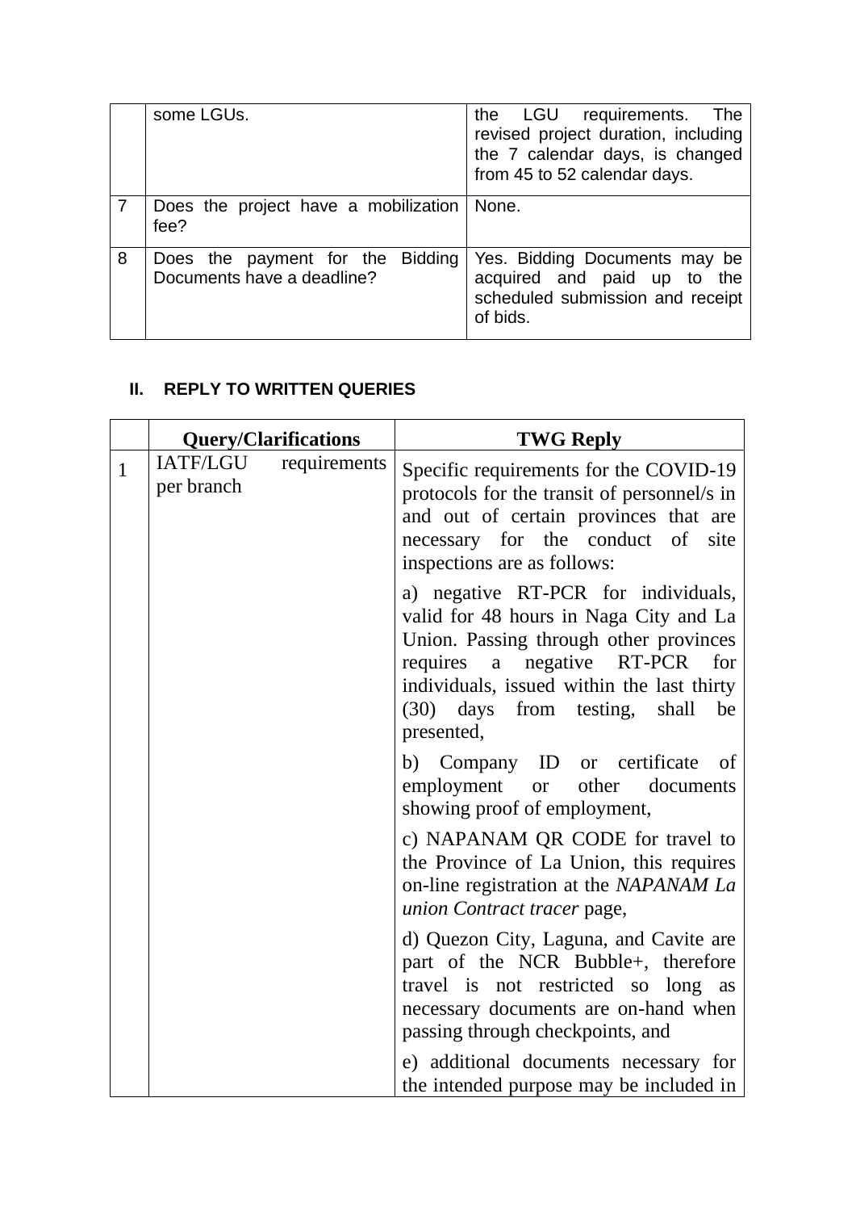|   | some LGUs. | the LGU requirements. The revised project duration, including the 7 calendar days, is changed from 45 to 52 calendar days. |
|---|---|---|
| 7 | Does the project have a mobilization fee? | None. |
| 8 | Does the payment for the Bidding Documents have a deadline? | Yes. Bidding Documents may be acquired and paid up to the scheduled submission and receipt of bids. |

## II. REPLY TO WRITTEN QUERIES

|   | **Query/Clarifications** | **TWG Reply** |
|---|---|---|
| 1 | IATF/LGU requirements per branch | Specific requirements for the COVID-19 protocols for the transit of personnel/s in and out of certain provinces that are necessary for the conduct of site inspections are as follows:<br><br>a) negative RT-PCR for individuals, valid for 48 hours in Naga City and La Union. Passing through other provinces requires a negative RT-PCR for individuals, issued within the last thirty (30) days from testing, shall be presented,<br><br>b) Company ID or certificate of employment or other documents showing proof of employment,<br><br>c) NAPANAM QR CODE for travel to the Province of La Union, this requires on-line registration at the *NAPANAM La union Contract tracer* page,<br><br>d) Quezon City, Laguna, and Cavite are part of the NCR Bubble+, therefore travel is not restricted so long as necessary documents are on-hand when passing through checkpoints, and<br><br>e) additional documents necessary for the intended purpose may be included in |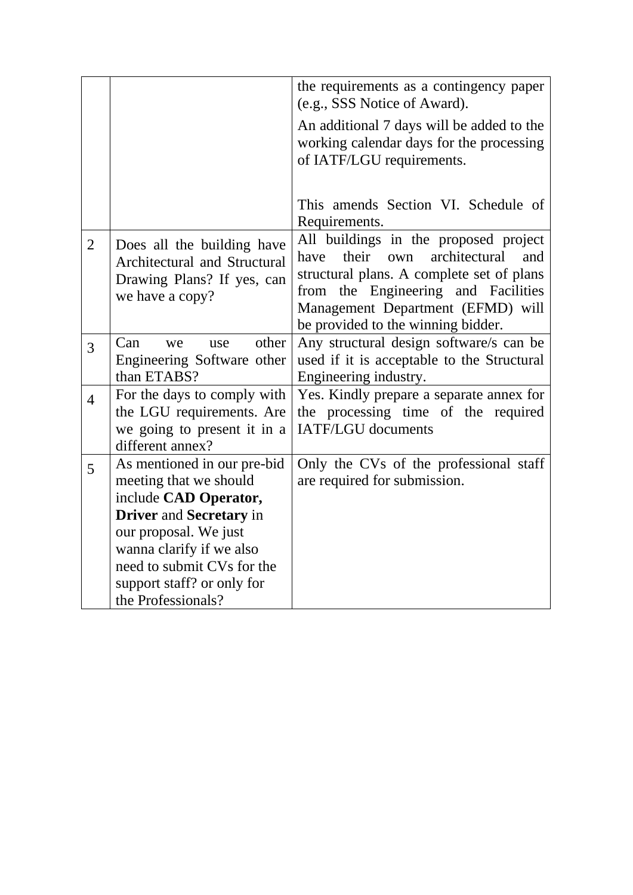| | | |
|---|---|---|
| | | the requirements as a contingency paper (e.g., SSS Notice of Award).<br><br>An additional 7 days will be added to the working calendar days for the processing of IATF/LGU requirements.<br><br>This amends Section VI. Schedule of Requirements. |
| 2 | Does all the building have Architectural and Structural Drawing Plans? If yes, can we have a copy? | All buildings in the proposed project have their own architectural and structural plans. A complete set of plans from the Engineering and Facilities Management Department (EFMD) will be provided to the winning bidder. |
| 3 | Can we use other Engineering Software other than ETABS? | Any structural design software/s can be used if it is acceptable to the Structural Engineering industry. |
| 4 | For the days to comply with the LGU requirements. Are we going to present it in a different annex? | Yes. Kindly prepare a separate annex for the processing time of the required IATF/LGU documents |
| 5 | As mentioned in our pre-bid meeting that we should include **CAD Operator, Driver** and **Secretary** in our proposal. We just wanna clarify if we also need to submit CVs for the support staff? or only for the Professionals? | Only the CVs of the professional staff are required for submission. |